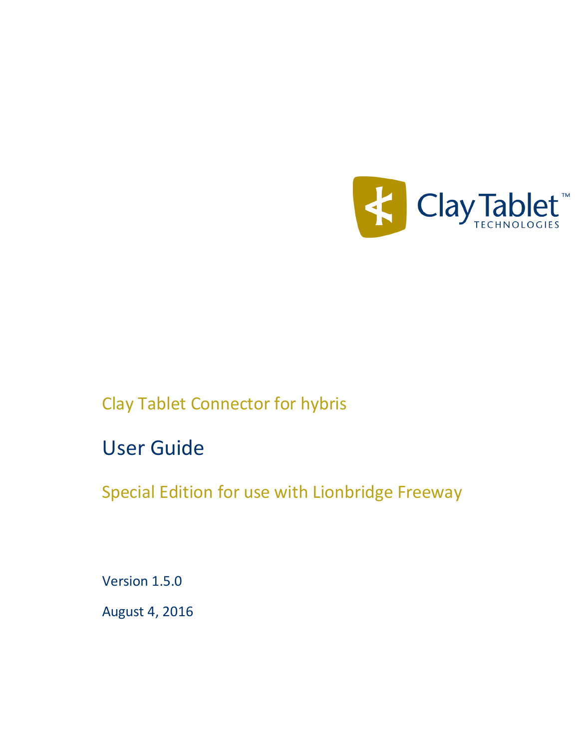Clay Tablet™ TECHNOLOGIES

# Clay Tablet Connector for hybris

## User Guide

### Special Edition for use with Lionbridge Freeway

Version 1.5.0

August 4, 2016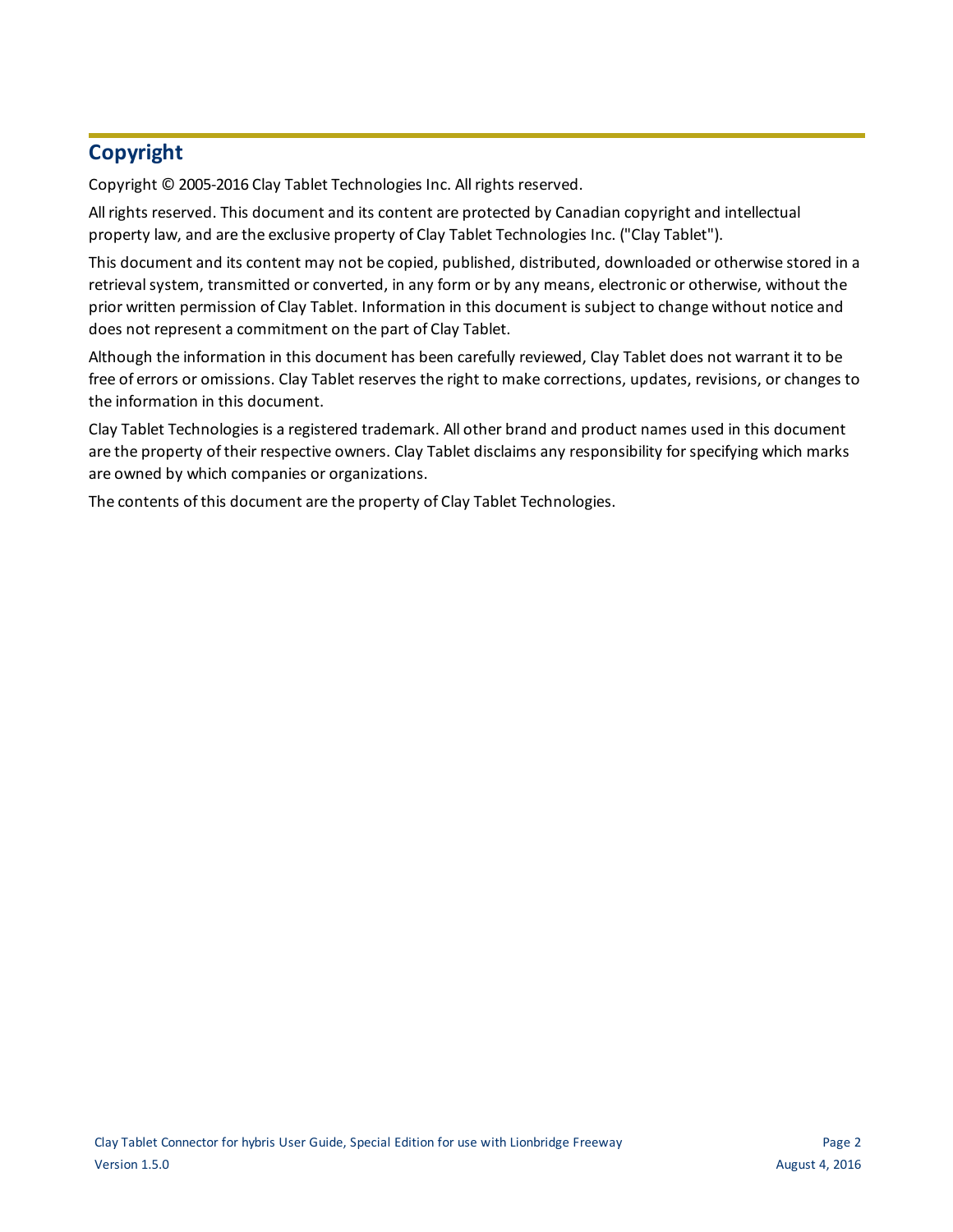# Copyright

Copyright © 2005-2016 Clay Tablet Technologies Inc. All rights reserved.

All rights reserved. This document and its content are protected by Canadian copyright and intellectual property law, and are the exclusive property of Clay Tablet Technologies Inc. ("Clay Tablet").

This document and its content may not be copied, published, distributed, downloaded or otherwise stored in a retrieval system, transmitted or converted, in any form or by any means, electronic or otherwise, without the prior written permission of Clay Tablet. Information in this document is subject to change without notice and does not represent a commitment on the part of Clay Tablet.

Although the information in this document has been carefully reviewed, Clay Tablet does not warrant it to be free of errors or omissions. Clay Tablet reserves the right to make corrections, updates, revisions, or changes to the information in this document.

Clay Tablet Technologies is a registered trademark. All other brand and product names used in this document are the property of their respective owners. Clay Tablet disclaims any responsibility for specifying which marks are owned by which companies or organizations.

The contents of this document are the property of Clay Tablet Technologies.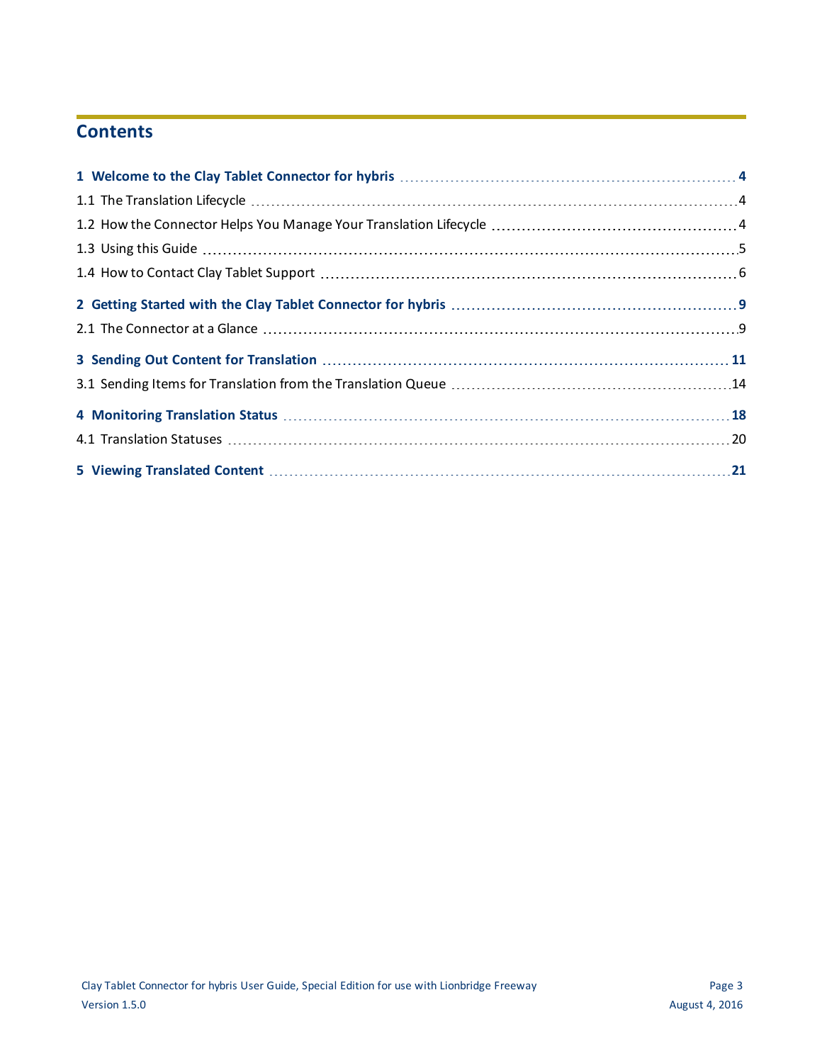# Contents

**1 Welcome to the Clay Tablet Connector for hybris ..... 4**

1.1 The Translation Lifecycle ..... 4

1.2 How the Connector Helps You Manage Your Translation Lifecycle ..... 4

1.3 Using this Guide ..... 5

1.4 How to Contact Clay Tablet Support ..... 6

**2 Getting Started with the Clay Tablet Connector for hybris ..... 9**

2.1 The Connector at a Glance ..... 9

**3 Sending Out Content for Translation ..... 11**

3.1 Sending Items for Translation from the Translation Queue ..... 14

**4 Monitoring Translation Status ..... 18**

4.1 Translation Statuses ..... 20

**5 Viewing Translated Content ..... 21**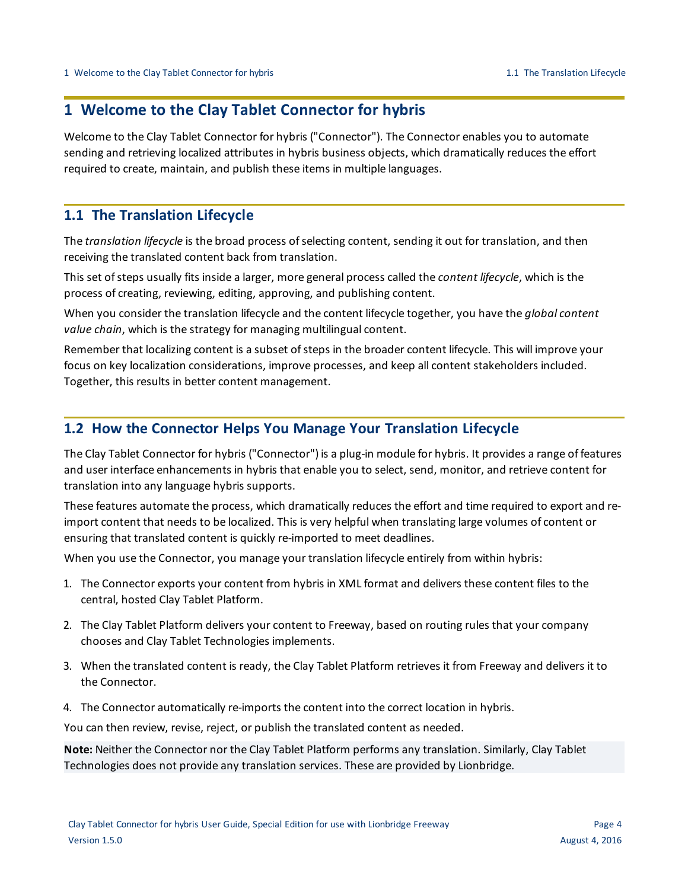# 1 Welcome to the Clay Tablet Connector for hybris

Welcome to the Clay Tablet Connector for hybris ("Connector"). The Connector enables you to automate sending and retrieving localized attributes in hybris business objects, which dramatically reduces the effort required to create, maintain, and publish these items in multiple languages.

## 1.1 The Translation Lifecycle

The *translation lifecycle* is the broad process of selecting content, sending it out for translation, and then receiving the translated content back from translation.

This set of steps usually fits inside a larger, more general process called the *content lifecycle*, which is the process of creating, reviewing, editing, approving, and publishing content.

When you consider the translation lifecycle and the content lifecycle together, you have the *global content value chain*, which is the strategy for managing multilingual content.

Remember that localizing content is a subset of steps in the broader content lifecycle. This will improve your focus on key localization considerations, improve processes, and keep all content stakeholders included. Together, this results in better content management.

## 1.2 How the Connector Helps You Manage Your Translation Lifecycle

The Clay Tablet Connector for hybris ("Connector") is a plug-in module for hybris. It provides a range of features and user interface enhancements in hybris that enable you to select, send, monitor, and retrieve content for translation into any language hybris supports.

These features automate the process, which dramatically reduces the effort and time required to export and re-import content that needs to be localized. This is very helpful when translating large volumes of content or ensuring that translated content is quickly re-imported to meet deadlines.

When you use the Connector, you manage your translation lifecycle entirely from within hybris:

1. The Connector exports your content from hybris in XML format and delivers these content files to the central, hosted Clay Tablet Platform.
2. The Clay Tablet Platform delivers your content to Freeway, based on routing rules that your company chooses and Clay Tablet Technologies implements.
3. When the translated content is ready, the Clay Tablet Platform retrieves it from Freeway and delivers it to the Connector.
4. The Connector automatically re-imports the content into the correct location in hybris.

You can then review, revise, reject, or publish the translated content as needed.

**Note:** Neither the Connector nor the Clay Tablet Platform performs any translation. Similarly, Clay Tablet Technologies does not provide any translation services. These are provided by Lionbridge.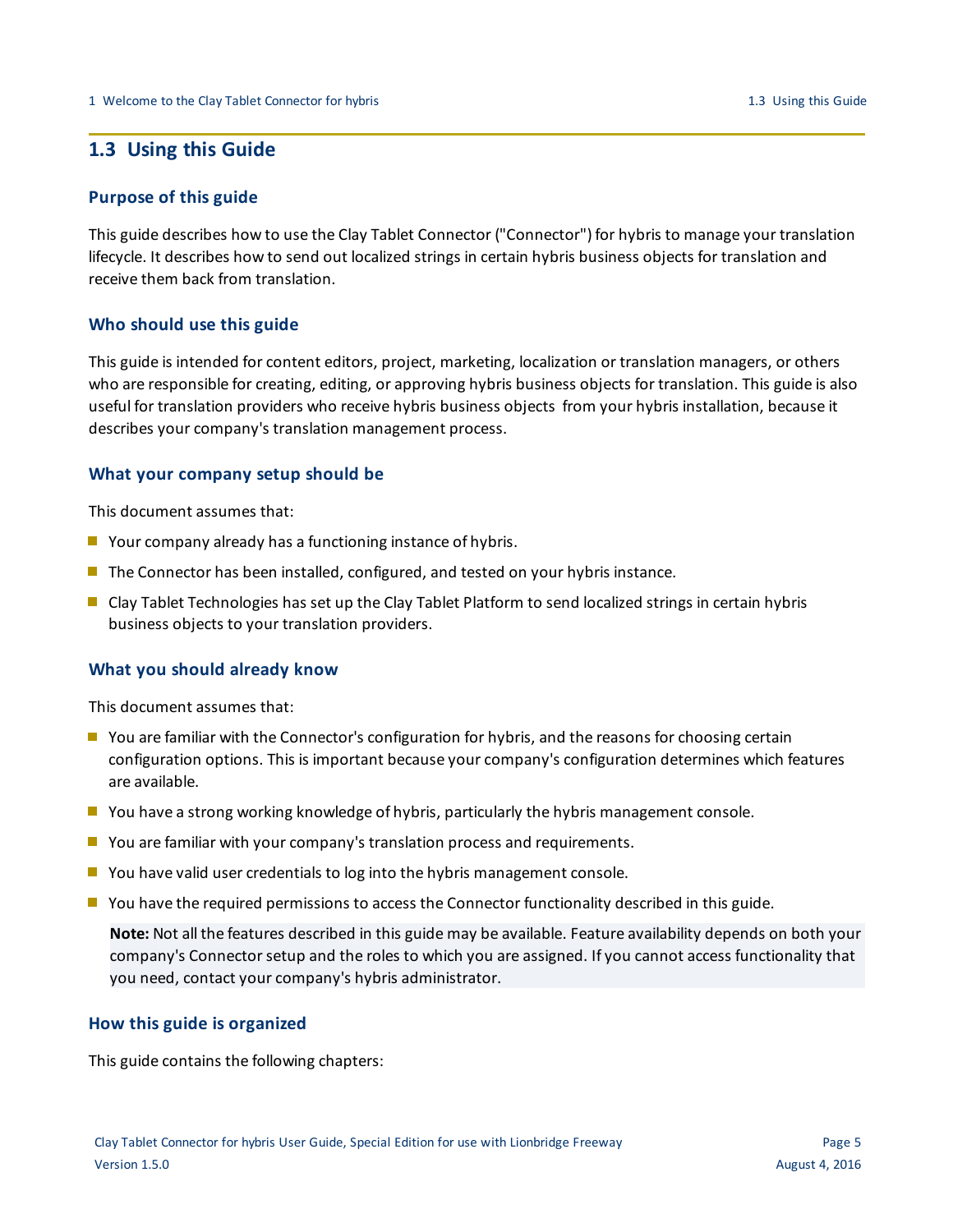## 1.3 Using this Guide

### Purpose of this guide

This guide describes how to use the Clay Tablet Connector ("Connector") for hybris to manage your translation lifecycle. It describes how to send out localized strings in certain hybris business objects for translation and receive them back from translation.

### Who should use this guide

This guide is intended for content editors, project, marketing, localization or translation managers, or others who are responsible for creating, editing, or approving hybris business objects for translation. This guide is also useful for translation providers who receive hybris business objects from your hybris installation, because it describes your company's translation management process.

### What your company setup should be

This document assumes that:

- Your company already has a functioning instance of hybris.
- The Connector has been installed, configured, and tested on your hybris instance.
- Clay Tablet Technologies has set up the Clay Tablet Platform to send localized strings in certain hybris business objects to your translation providers.

### What you should already know

This document assumes that:

- You are familiar with the Connector's configuration for hybris, and the reasons for choosing certain configuration options. This is important because your company's configuration determines which features are available.
- You have a strong working knowledge of hybris, particularly the hybris management console.
- You are familiar with your company's translation process and requirements.
- You have valid user credentials to log into the hybris management console.
- You have the required permissions to access the Connector functionality described in this guide.

  **Note:** Not all the features described in this guide may be available. Feature availability depends on both your company's Connector setup and the roles to which you are assigned. If you cannot access functionality that you need, contact your company's hybris administrator.

### How this guide is organized

This guide contains the following chapters: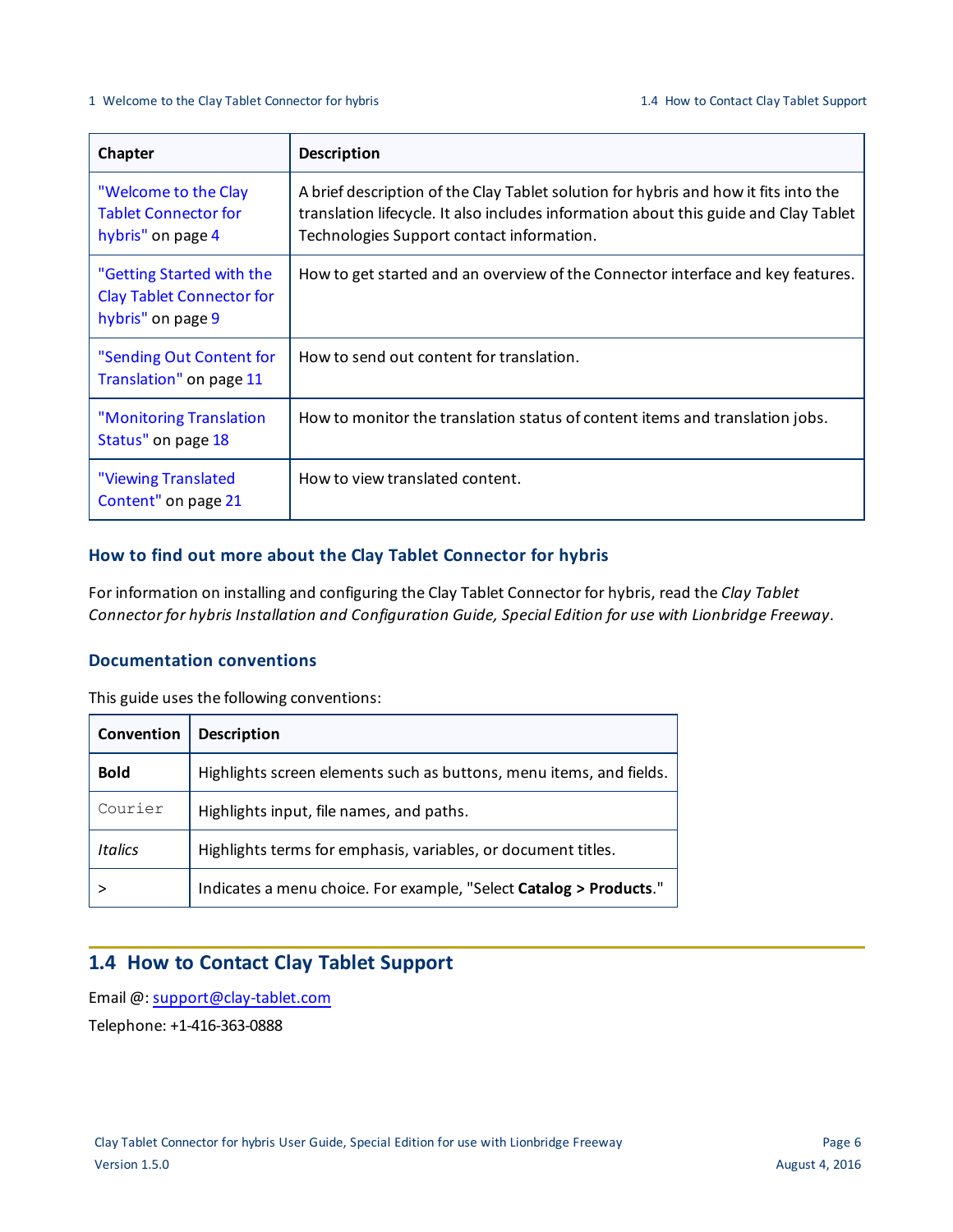| Chapter | Description |
| --- | --- |
| "Welcome to the Clay Tablet Connector for hybris" on page 4 | A brief description of the Clay Tablet solution for hybris and how it fits into the translation lifecycle. It also includes information about this guide and Clay Tablet Technologies Support contact information. |
| "Getting Started with the Clay Tablet Connector for hybris" on page 9 | How to get started and an overview of the Connector interface and key features. |
| "Sending Out Content for Translation" on page 11 | How to send out content for translation. |
| "Monitoring Translation Status" on page 18 | How to monitor the translation status of content items and translation jobs. |
| "Viewing Translated Content" on page 21 | How to view translated content. |

### How to find out more about the Clay Tablet Connector for hybris

For information on installing and configuring the Clay Tablet Connector for hybris, read the *Clay Tablet Connector for hybris Installation and Configuration Guide, Special Edition for use with Lionbridge Freeway*.

### Documentation conventions

This guide uses the following conventions:

| Convention | Description |
| --- | --- |
| **Bold** | Highlights screen elements such as buttons, menu items, and fields. |
| `Courier` | Highlights input, file names, and paths. |
| *Italics* | Highlights terms for emphasis, variables, or document titles. |
| > | Indicates a menu choice. For example, "Select **Catalog > Products**." |

## 1.4 How to Contact Clay Tablet Support

Email @: support@clay-tablet.com

Telephone: +1-416-363-0888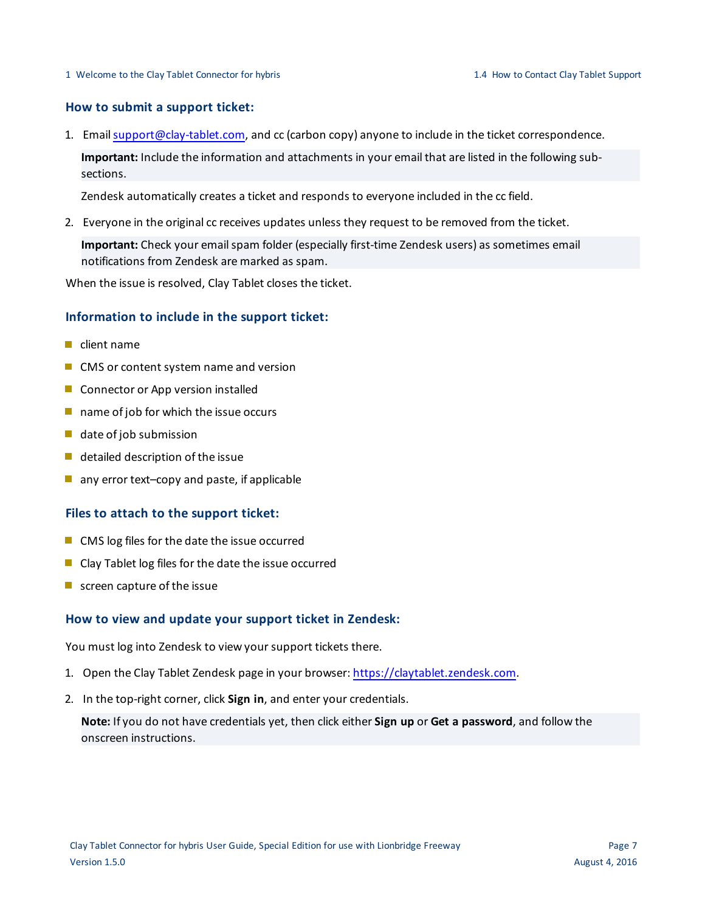### How to submit a support ticket:

1. Email support@clay-tablet.com, and cc (carbon copy) anyone to include in the ticket correspondence.

   **Important:** Include the information and attachments in your email that are listed in the following sub-sections.

   Zendesk automatically creates a ticket and responds to everyone included in the cc field.

2. Everyone in the original cc receives updates unless they request to be removed from the ticket.

   **Important:** Check your email spam folder (especially first-time Zendesk users) as sometimes email notifications from Zendesk are marked as spam.

When the issue is resolved, Clay Tablet closes the ticket.

### Information to include in the support ticket:

- client name
- CMS or content system name and version
- Connector or App version installed
- name of job for which the issue occurs
- date of job submission
- detailed description of the issue
- any error text–copy and paste, if applicable

### Files to attach to the support ticket:

- CMS log files for the date the issue occurred
- Clay Tablet log files for the date the issue occurred
- screen capture of the issue

### How to view and update your support ticket in Zendesk:

You must log into Zendesk to view your support tickets there.

1. Open the Clay Tablet Zendesk page in your browser: https://claytablet.zendesk.com.
2. In the top-right corner, click **Sign in**, and enter your credentials.

   **Note:** If you do not have credentials yet, then click either **Sign up** or **Get a password**, and follow the onscreen instructions.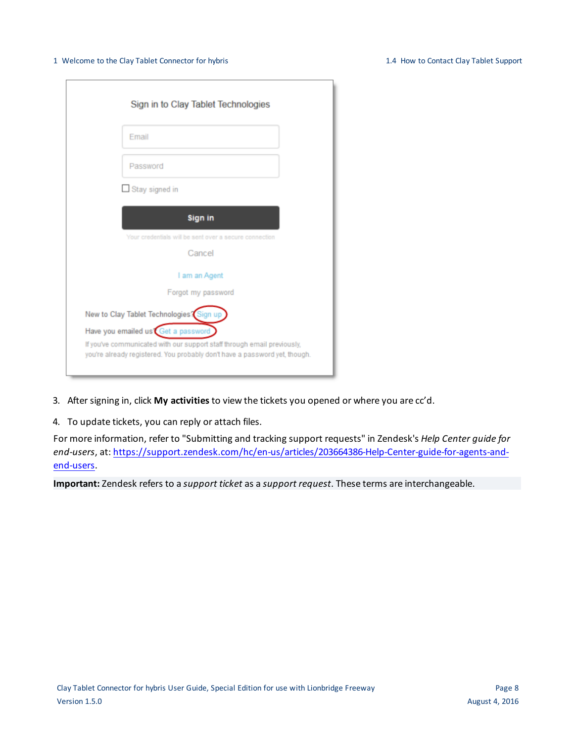3. After signing in, click **My activities** to view the tickets you opened or where you are cc'd.

4. To update tickets, you can reply or attach files.

For more information, refer to "Submitting and tracking support requests" in Zendesk's *Help Center guide for end-users*, at: https://support.zendesk.com/hc/en-us/articles/203664386-Help-Center-guide-for-agents-and-end-users.

**Important:** Zendesk refers to a *support ticket* as a *support request*. These terms are interchangeable.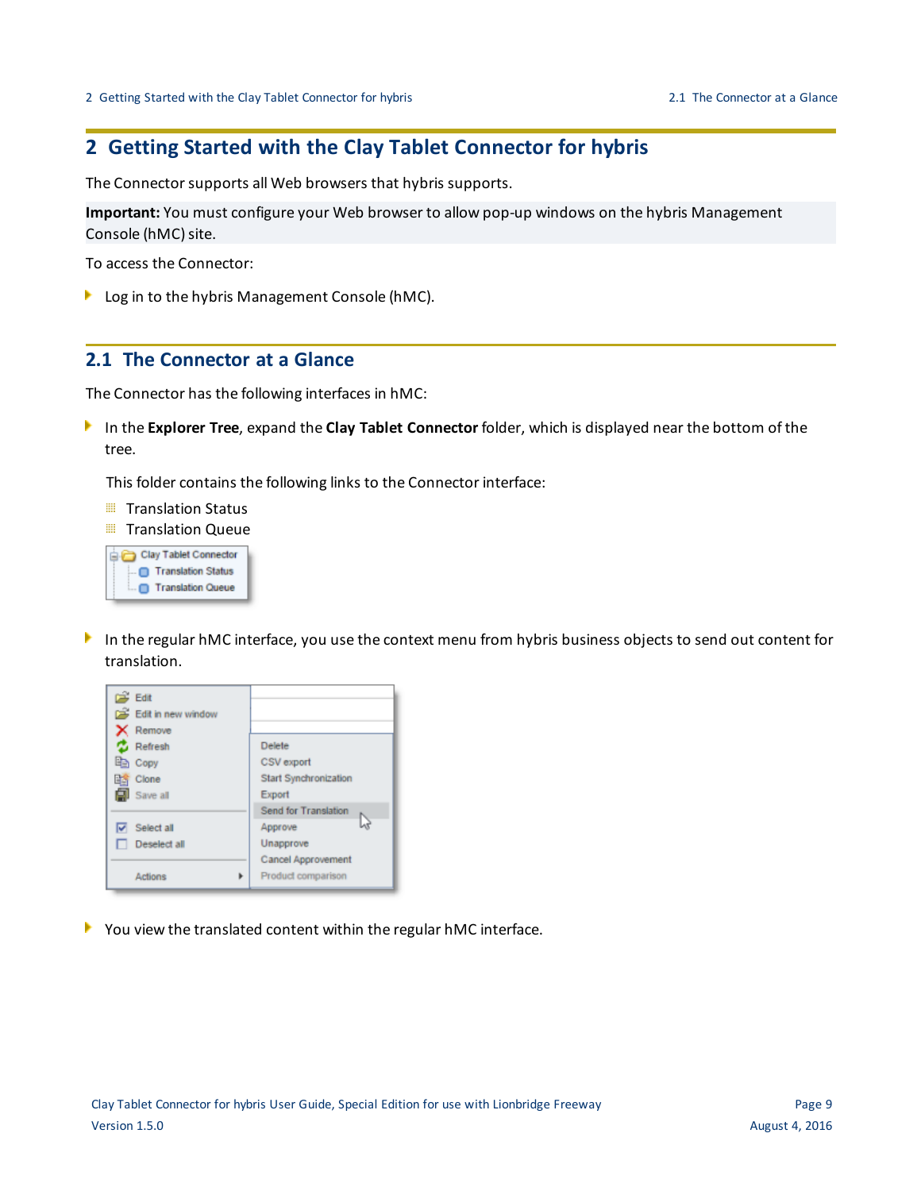# 2 Getting Started with the Clay Tablet Connector for hybris

The Connector supports all Web browsers that hybris supports.

**Important:** You must configure your Web browser to allow pop-up windows on the hybris Management Console (hMC) site.

To access the Connector:

- Log in to the hybris Management Console (hMC).

## 2.1 The Connector at a Glance

The Connector has the following interfaces in hMC:

- In the **Explorer Tree**, expand the **Clay Tablet Connector** folder, which is displayed near the bottom of the tree.

  This folder contains the following links to the Connector interface:

  - Translation Status
  - Translation Queue

- In the regular hMC interface, you use the context menu from hybris business objects to send out content for translation.

- You view the translated content within the regular hMC interface.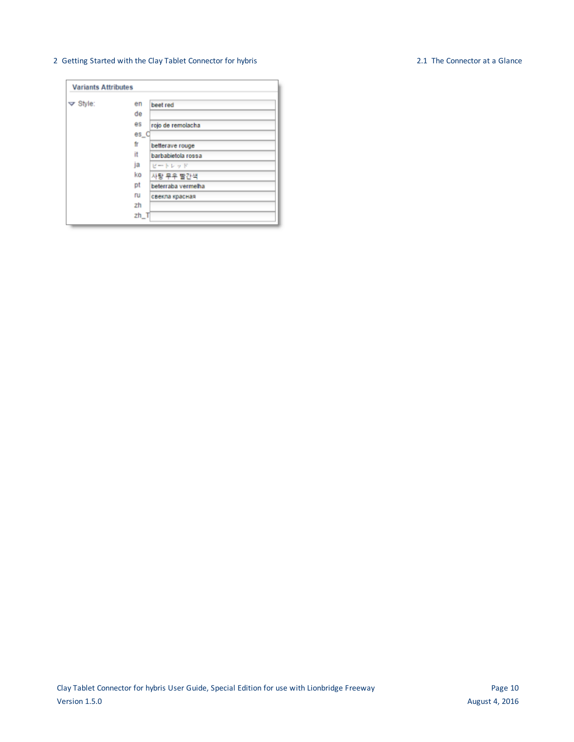**Variants Attributes**

| Style: | | |
|---|---|---|
| | en | beet red |
| | de | |
| | es | rojo de remolacha |
| | es_C | |
| | fr | betterave rouge |
| | it | barbabietola rossa |
| | ja | ビートレッド |
| | ko | 사탕 무우 빨간색 |
| | pt | beterraba vermelha |
| | ru | свекла красная |
| | zh | |
| | zh_T | |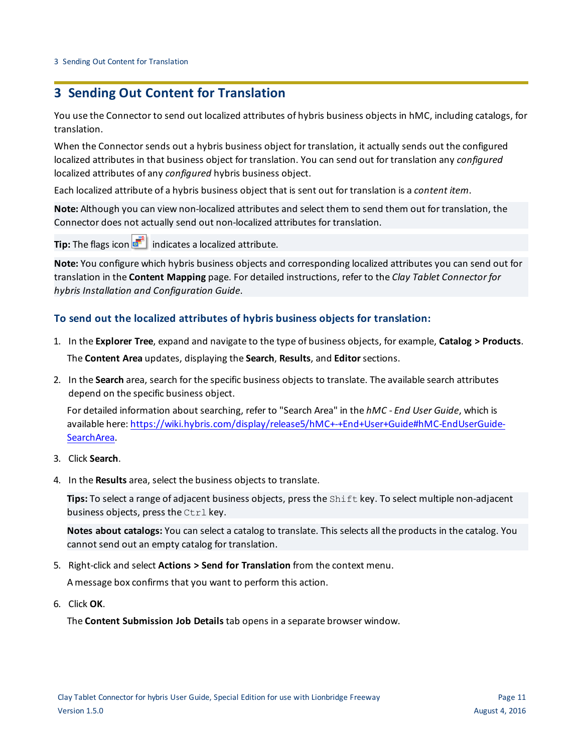# 3 Sending Out Content for Translation

You use the Connector to send out localized attributes of hybris business objects in hMC, including catalogs, for translation.

When the Connector sends out a hybris business object for translation, it actually sends out the configured localized attributes in that business object for translation. You can send out for translation any *configured* localized attributes of any *configured* hybris business object.

Each localized attribute of a hybris business object that is sent out for translation is a *content item*.

**Note:** Although you can view non-localized attributes and select them to send them out for translation, the Connector does not actually send out non-localized attributes for translation.

**Tip:** The flags icon indicates a localized attribute.

**Note:** You configure which hybris business objects and corresponding localized attributes you can send out for translation in the **Content Mapping** page. For detailed instructions, refer to the *Clay Tablet Connector for hybris Installation and Configuration Guide*.

### To send out the localized attributes of hybris business objects for translation:

1. In the **Explorer Tree**, expand and navigate to the type of business objects, for example, **Catalog > Products**.

   The **Content Area** updates, displaying the **Search**, **Results**, and **Editor** sections.

2. In the **Search** area, search for the specific business objects to translate. The available search attributes depend on the specific business object.

   For detailed information about searching, refer to "Search Area" in the *hMC - End User Guide*, which is available here: https://wiki.hybris.com/display/release5/hMC+-+End+User+Guide#hMC-EndUserGuide-SearchArea.

3. Click **Search**.

4. In the **Results** area, select the business objects to translate.

   **Tips:** To select a range of adjacent business objects, press the `Shift` key. To select multiple non-adjacent business objects, press the `Ctrl` key.

   **Notes about catalogs:** You can select a catalog to translate. This selects all the products in the catalog. You cannot send out an empty catalog for translation.

5. Right-click and select **Actions > Send for Translation** from the context menu.

   A message box confirms that you want to perform this action.

6. Click **OK**.

   The **Content Submission Job Details** tab opens in a separate browser window.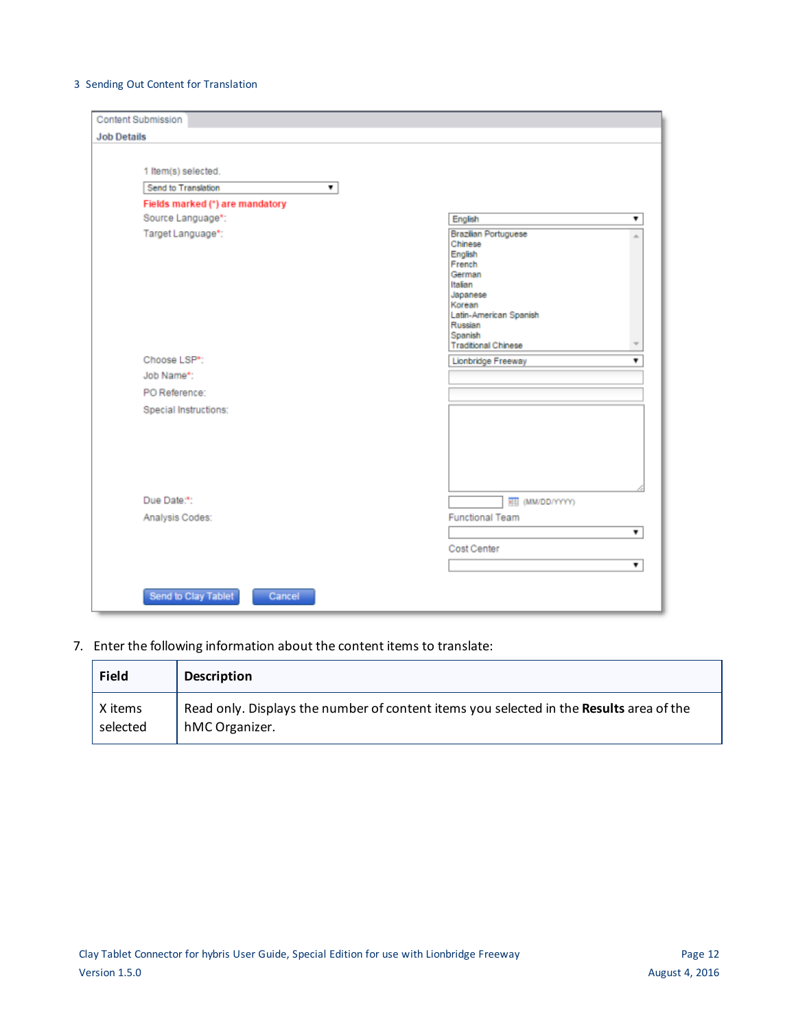Content Submission

Job Details

1 Item(s) selected.

Send to Translation

Fields marked (*) are mandatory

Source Language*: English

Target Language*: Brazilian Portuguese, Chinese, English, French, German, Italian, Japanese, Korean, Latin-American Spanish, Russian, Spanish, Traditional Chinese

Choose LSP*: Lionbridge Freeway

Job Name*:

PO Reference:

Special Instructions:

Due Date:*: (MM/DD/YYYY)

Analysis Codes: Functional Team, Cost Center

Send to Clay Tablet | Cancel

7. Enter the following information about the content items to translate:

| Field | Description |
|---|---|
| X items selected | Read only. Displays the number of content items you selected in the **Results** area of the hMC Organizer. |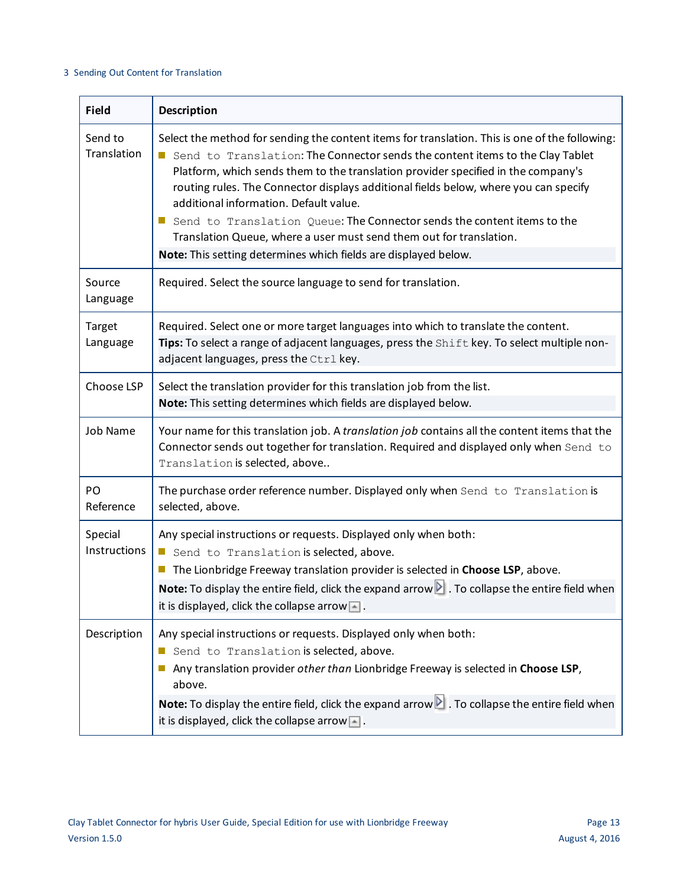| Field | Description |
|---|---|
| Send to Translation | Select the method for sending the content items for translation. This is one of the following:<br>- `Send to Translation`: The Connector sends the content items to the Clay Tablet Platform, which sends them to the translation provider specified in the company's routing rules. The Connector displays additional fields below, where you can specify additional information. Default value.<br>- `Send to Translation Queue`: The Connector sends the content items to the Translation Queue, where a user must send them out for translation.<br>**Note:** This setting determines which fields are displayed below. |
| Source Language | Required. Select the source language to send for translation. |
| Target Language | Required. Select one or more target languages into which to translate the content.<br>**Tips:** To select a range of adjacent languages, press the `Shift` key. To select multiple non-adjacent languages, press the `Ctrl` key. |
| Choose LSP | Select the translation provider for this translation job from the list.<br>**Note:** This setting determines which fields are displayed below. |
| Job Name | Your name for this translation job. A *translation job* contains all the content items that the Connector sends out together for translation. Required and displayed only when `Send to Translation` is selected, above.. |
| PO Reference | The purchase order reference number. Displayed only when `Send to Translation` is selected, above. |
| Special Instructions | Any special instructions or requests. Displayed only when both:<br>- `Send to Translation` is selected, above.<br>- The Lionbridge Freeway translation provider is selected in **Choose LSP**, above.<br>**Note:** To display the entire field, click the expand arrow. To collapse the entire field when it is displayed, click the collapse arrow. |
| Description | Any special instructions or requests. Displayed only when both:<br>- `Send to Translation` is selected, above.<br>- Any translation provider *other than* Lionbridge Freeway is selected in **Choose LSP**, above.<br>**Note:** To display the entire field, click the expand arrow. To collapse the entire field when it is displayed, click the collapse arrow. |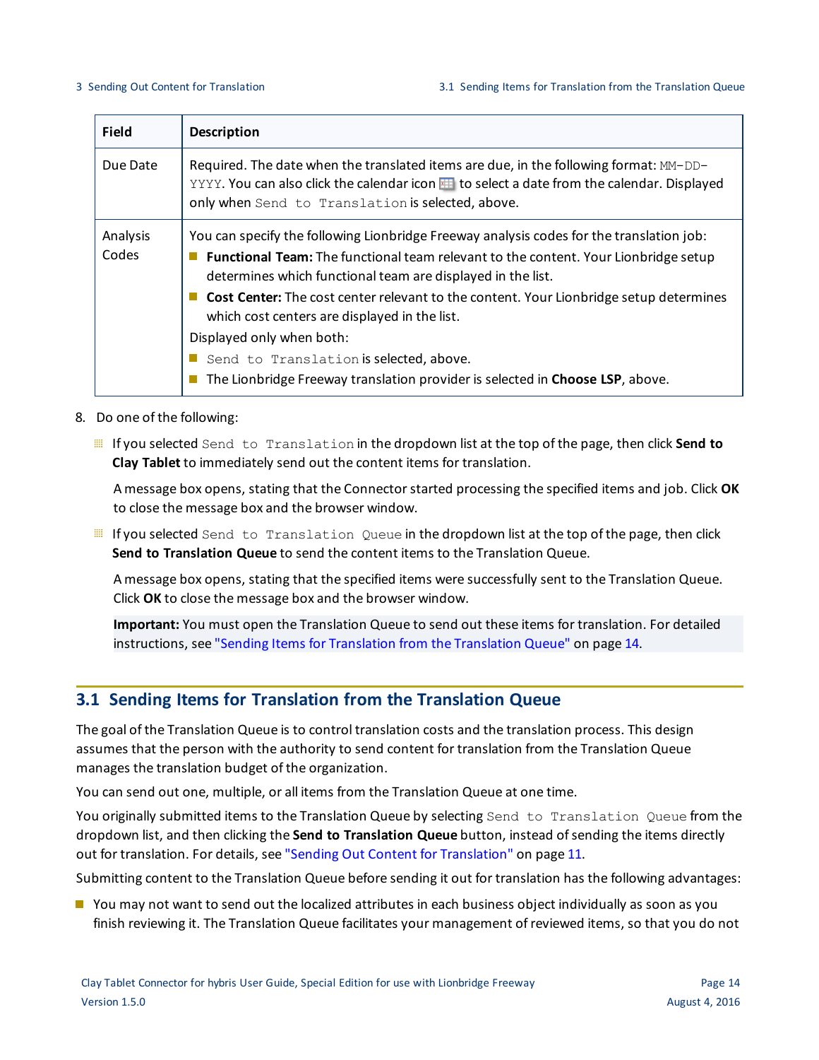| Field | Description |
| --- | --- |
| Due Date | Required. The date when the translated items are due, in the following format: `MM-DD-YYYY`. You can also click the calendar icon to select a date from the calendar. Displayed only when `Send to Translation` is selected, above. |
| Analysis Codes | You can specify the following Lionbridge Freeway analysis codes for the translation job:<br>- **Functional Team:** The functional team relevant to the content. Your Lionbridge setup determines which functional team are displayed in the list.<br>- **Cost Center:** The cost center relevant to the content. Your Lionbridge setup determines which cost centers are displayed in the list.<br>Displayed only when both:<br>- `Send to Translation` is selected, above.<br>- The Lionbridge Freeway translation provider is selected in **Choose LSP**, above. |

8. Do one of the following:

   - If you selected `Send to Translation` in the dropdown list at the top of the page, then click **Send to Clay Tablet** to immediately send out the content items for translation.

     A message box opens, stating that the Connector started processing the specified items and job. Click **OK** to close the message box and the browser window.

   - If you selected `Send to Translation Queue` in the dropdown list at the top of the page, then click **Send to Translation Queue** to send the content items to the Translation Queue.

     A message box opens, stating that the specified items were successfully sent to the Translation Queue. Click **OK** to close the message box and the browser window.

     **Important:** You must open the Translation Queue to send out these items for translation. For detailed instructions, see "Sending Items for Translation from the Translation Queue" on page 14.

## 3.1 Sending Items for Translation from the Translation Queue

The goal of the Translation Queue is to control translation costs and the translation process. This design assumes that the person with the authority to send content for translation from the Translation Queue manages the translation budget of the organization.

You can send out one, multiple, or all items from the Translation Queue at one time.

You originally submitted items to the Translation Queue by selecting `Send to Translation Queue` from the dropdown list, and then clicking the **Send to Translation Queue** button, instead of sending the items directly out for translation. For details, see "Sending Out Content for Translation" on page 11.

Submitting content to the Translation Queue before sending it out for translation has the following advantages:

- You may not want to send out the localized attributes in each business object individually as soon as you finish reviewing it. The Translation Queue facilitates your management of reviewed items, so that you do not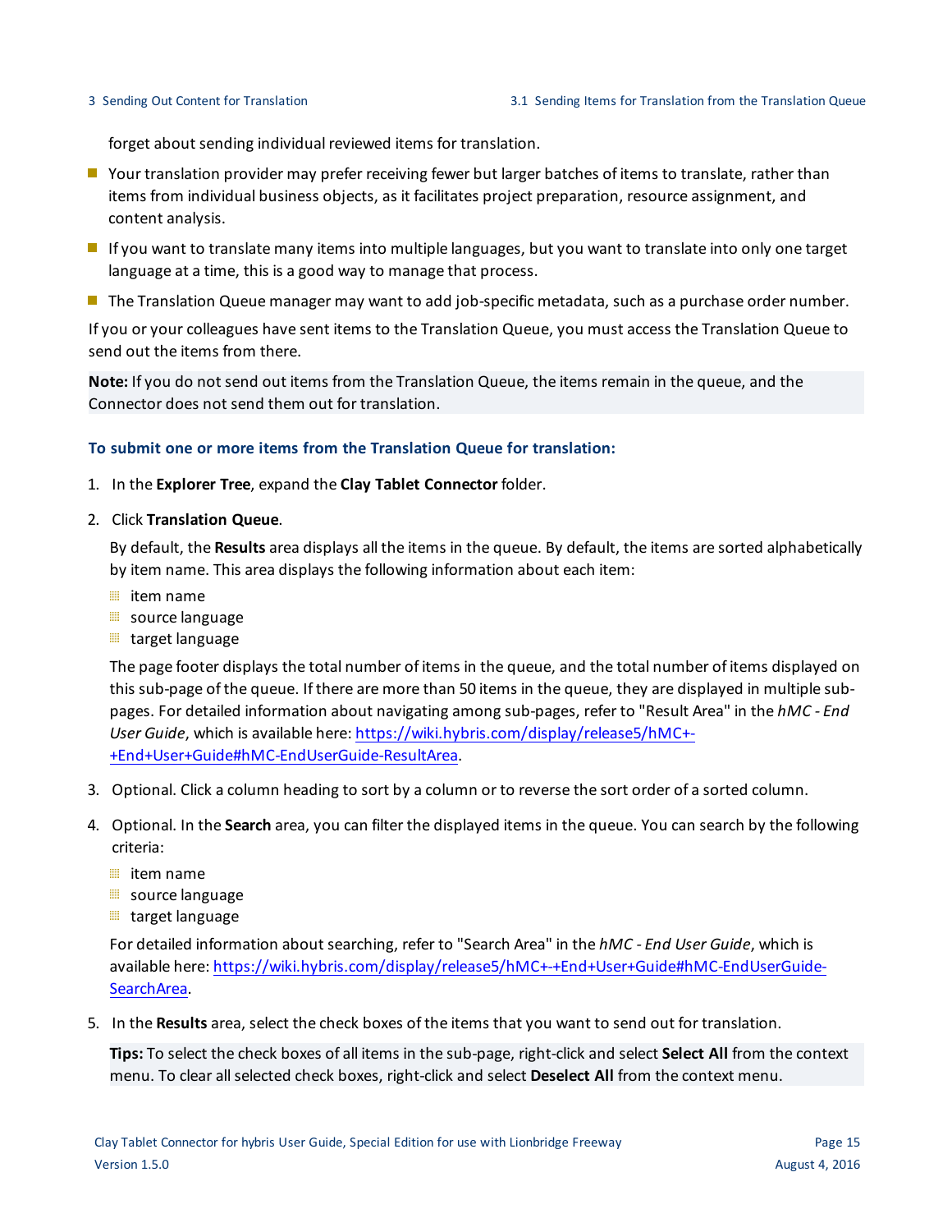forget about sending individual reviewed items for translation.

- Your translation provider may prefer receiving fewer but larger batches of items to translate, rather than items from individual business objects, as it facilitates project preparation, resource assignment, and content analysis.
- If you want to translate many items into multiple languages, but you want to translate into only one target language at a time, this is a good way to manage that process.
- The Translation Queue manager may want to add job-specific metadata, such as a purchase order number.

If you or your colleagues have sent items to the Translation Queue, you must access the Translation Queue to send out the items from there.

**Note:** If you do not send out items from the Translation Queue, the items remain in the queue, and the Connector does not send them out for translation.

#### To submit one or more items from the Translation Queue for translation:

1. In the **Explorer Tree**, expand the **Clay Tablet Connector** folder.
2. Click **Translation Queue**.

   By default, the **Results** area displays all the items in the queue. By default, the items are sorted alphabetically by item name. This area displays the following information about each item:

   - item name
   - source language
   - target language

   The page footer displays the total number of items in the queue, and the total number of items displayed on this sub-page of the queue. If there are more than 50 items in the queue, they are displayed in multiple sub-pages. For detailed information about navigating among sub-pages, refer to "Result Area" in the *hMC - End User Guide*, which is available here: https://wiki.hybris.com/display/release5/hMC+-+End+User+Guide#hMC-EndUserGuide-ResultArea.

3. Optional. Click a column heading to sort by a column or to reverse the sort order of a sorted column.
4. Optional. In the **Search** area, you can filter the displayed items in the queue. You can search by the following criteria:

   - item name
   - source language
   - target language

   For detailed information about searching, refer to "Search Area" in the *hMC - End User Guide*, which is available here: https://wiki.hybris.com/display/release5/hMC+-+End+User+Guide#hMC-EndUserGuide-SearchArea.

5. In the **Results** area, select the check boxes of the items that you want to send out for translation.

   **Tips:** To select the check boxes of all items in the sub-page, right-click and select **Select All** from the context menu. To clear all selected check boxes, right-click and select **Deselect All** from the context menu.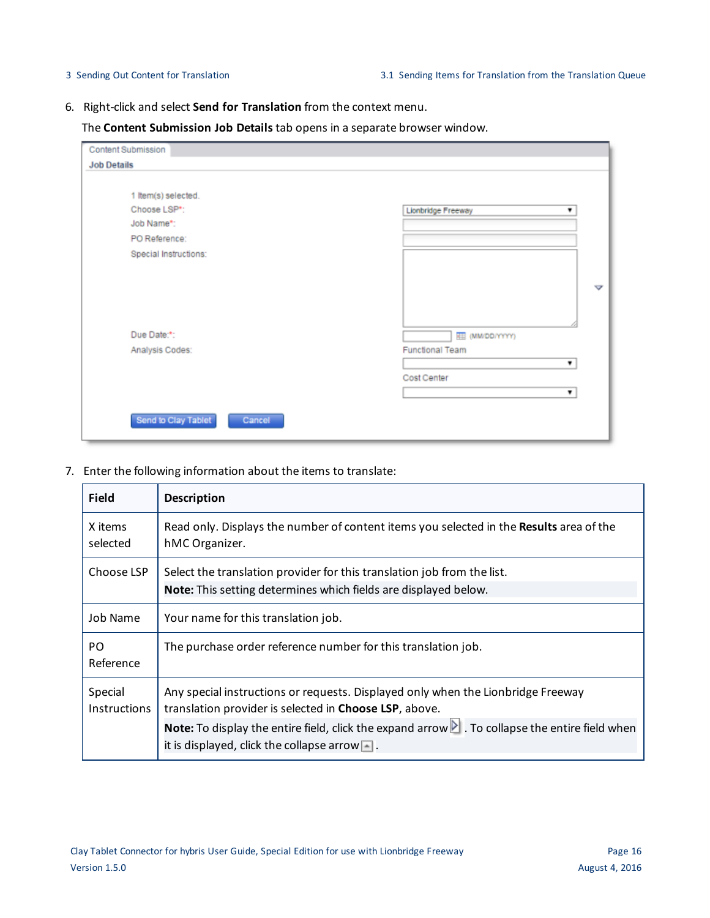6. Right-click and select **Send for Translation** from the context menu.

   The **Content Submission Job Details** tab opens in a separate browser window.

7. Enter the following information about the items to translate:

| Field | Description |
| --- | --- |
| X items selected | Read only. Displays the number of content items you selected in the **Results** area of the hMC Organizer. |
| Choose LSP | Select the translation provider for this translation job from the list.<br>**Note:** This setting determines which fields are displayed below. |
| Job Name | Your name for this translation job. |
| PO Reference | The purchase order reference number for this translation job. |
| Special Instructions | Any special instructions or requests. Displayed only when the Lionbridge Freeway translation provider is selected in **Choose LSP**, above.<br>**Note:** To display the entire field, click the expand arrow . To collapse the entire field when it is displayed, click the collapse arrow . |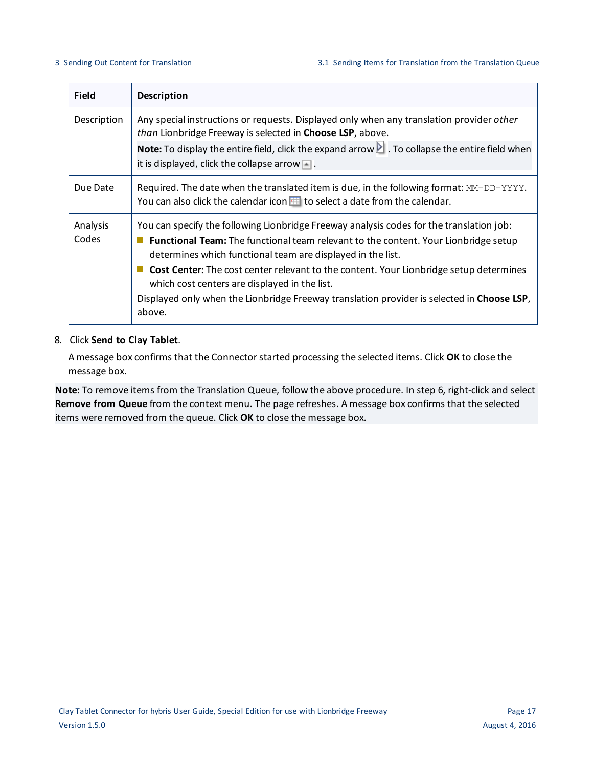| Field | Description |
|---|---|
| Description | Any special instructions or requests. Displayed only when any translation provider *other than* Lionbridge Freeway is selected in **Choose LSP**, above.<br>**Note:** To display the entire field, click the expand arrow . To collapse the entire field when it is displayed, click the collapse arrow . |
| Due Date | Required. The date when the translated item is due, in the following format: `MM-DD-YYYY`. You can also click the calendar icon  to select a date from the calendar. |
| Analysis Codes | You can specify the following Lionbridge Freeway analysis codes for the translation job:<br>■ **Functional Team:** The functional team relevant to the content. Your Lionbridge setup determines which functional team are displayed in the list.<br>■ **Cost Center:** The cost center relevant to the content. Your Lionbridge setup determines which cost centers are displayed in the list.<br>Displayed only when the Lionbridge Freeway translation provider is selected in **Choose LSP**, above. |

8. Click **Send to Clay Tablet**.

   A message box confirms that the Connector started processing the selected items. Click **OK** to close the message box.

**Note:** To remove items from the Translation Queue, follow the above procedure. In step 6, right-click and select **Remove from Queue** from the context menu. The page refreshes. A message box confirms that the selected items were removed from the queue. Click **OK** to close the message box.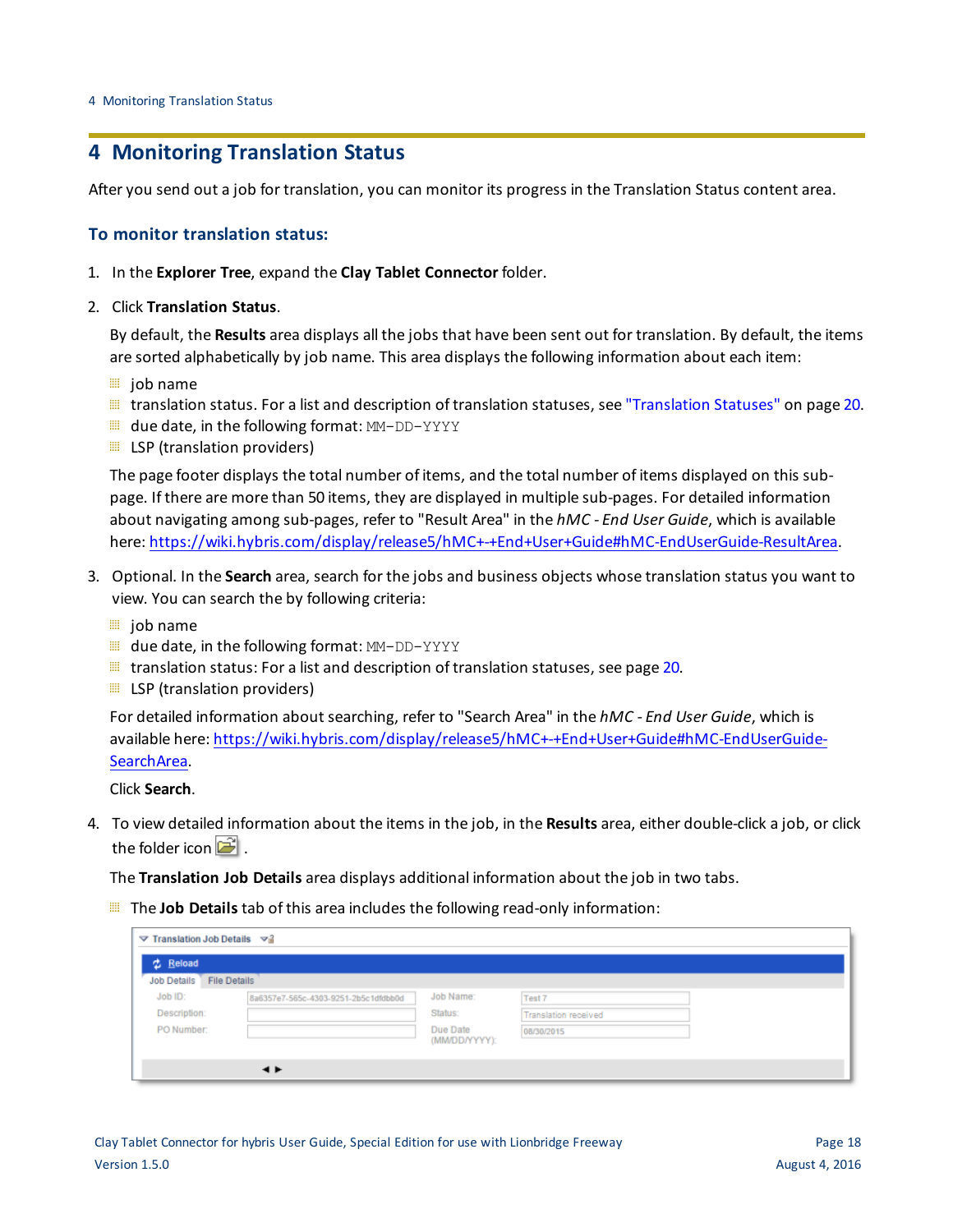# 4 Monitoring Translation Status

After you send out a job for translation, you can monitor its progress in the Translation Status content area.

### To monitor translation status:

1. In the **Explorer Tree**, expand the **Clay Tablet Connector** folder.
2. Click **Translation Status**.

   By default, the **Results** area displays all the jobs that have been sent out for translation. By default, the items are sorted alphabetically by job name. This area displays the following information about each item:

   - job name
   - translation status. For a list and description of translation statuses, see "Translation Statuses" on page 20.
   - due date, in the following format: `MM-DD-YYYY`
   - LSP (translation providers)

   The page footer displays the total number of items, and the total number of items displayed on this sub-page. If there are more than 50 items, they are displayed in multiple sub-pages. For detailed information about navigating among sub-pages, refer to "Result Area" in the *hMC - End User Guide*, which is available here: https://wiki.hybris.com/display/release5/hMC+-+End+User+Guide#hMC-EndUserGuide-ResultArea.

3. Optional. In the **Search** area, search for the jobs and business objects whose translation status you want to view. You can search the by following criteria:

   - job name
   - due date, in the following format: `MM-DD-YYYY`
   - translation status: For a list and description of translation statuses, see page 20.
   - LSP (translation providers)

   For detailed information about searching, refer to "Search Area" in the *hMC - End User Guide*, which is available here: https://wiki.hybris.com/display/release5/hMC+-+End+User+Guide#hMC-EndUserGuide-SearchArea.

   Click **Search**.

4. To view detailed information about the items in the job, in the **Results** area, either double-click a job, or click the folder icon .

   The **Translation Job Details** area displays additional information about the job in two tabs.

   - The **Job Details** tab of this area includes the following read-only information:

   Translation Job Details

   Reload

   Job Details | File Details

   | | | | |
   |---|---|---|---|
   | Job ID: | 8a6357e7-565c-4303-9251-2b5c1dfdbb0d | Job Name: | Test 7 |
   | Description: | | Status: | Translation received |
   | PO Number: | | Due Date (MM/DD/YYYY): | 08/30/2015 |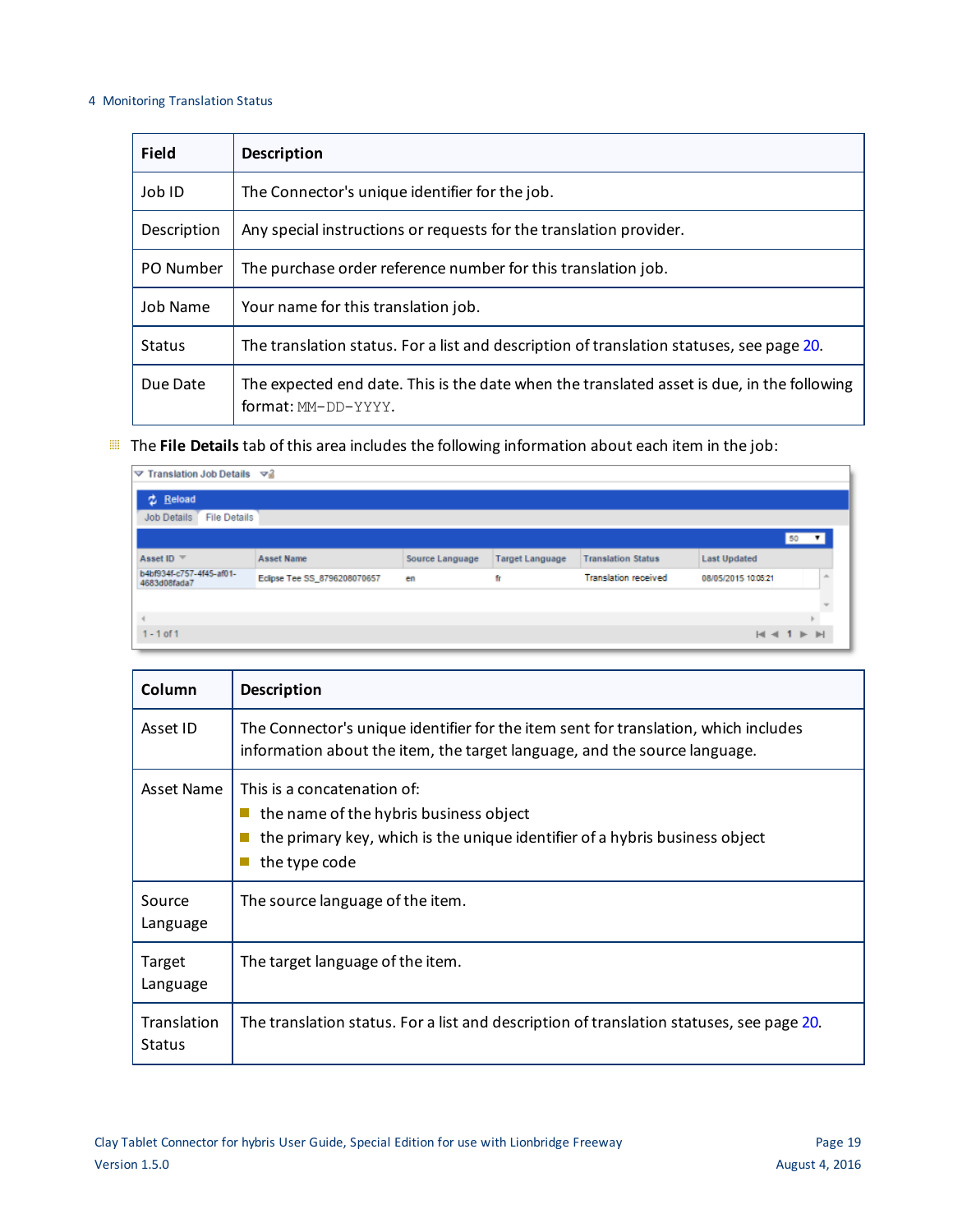| Field | Description |
|---|---|
| Job ID | The Connector's unique identifier for the job. |
| Description | Any special instructions or requests for the translation provider. |
| PO Number | The purchase order reference number for this translation job. |
| Job Name | Your name for this translation job. |
| Status | The translation status. For a list and description of translation statuses, see page 20. |
| Due Date | The expected end date. This is the date when the translated asset is due, in the following format: `MM-DD-YYYY`. |

- The **File Details** tab of this area includes the following information about each item in the job:

| Column | Description |
|---|---|
| Asset ID | The Connector's unique identifier for the item sent for translation, which includes information about the item, the target language, and the source language. |
| Asset Name | This is a concatenation of:<br>■ the name of the hybris business object<br>■ the primary key, which is the unique identifier of a hybris business object<br>■ the type code |
| Source Language | The source language of the item. |
| Target Language | The target language of the item. |
| Translation Status | The translation status. For a list and description of translation statuses, see page 20. |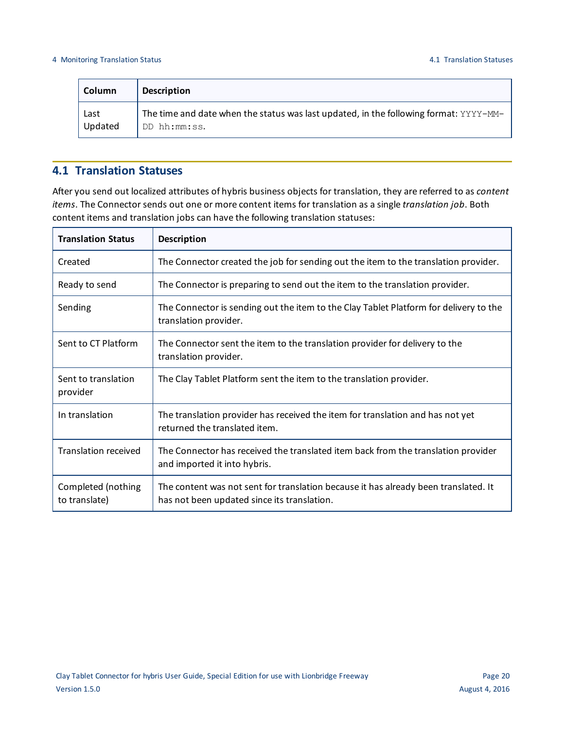| Column | Description |
| --- | --- |
| Last Updated | The time and date when the status was last updated, in the following format: `YYYY-MM-DD hh:mm:ss`. |

## 4.1 Translation Statuses

After you send out localized attributes of hybris business objects for translation, they are referred to as *content items*. The Connector sends out one or more content items for translation as a single *translation job*. Both content items and translation jobs can have the following translation statuses:

| Translation Status | Description |
| --- | --- |
| Created | The Connector created the job for sending out the item to the translation provider. |
| Ready to send | The Connector is preparing to send out the item to the translation provider. |
| Sending | The Connector is sending out the item to the Clay Tablet Platform for delivery to the translation provider. |
| Sent to CT Platform | The Connector sent the item to the translation provider for delivery to the translation provider. |
| Sent to translation provider | The Clay Tablet Platform sent the item to the translation provider. |
| In translation | The translation provider has received the item for translation and has not yet returned the translated item. |
| Translation received | The Connector has received the translated item back from the translation provider and imported it into hybris. |
| Completed (nothing to translate) | The content was not sent for translation because it has already been translated. It has not been updated since its translation. |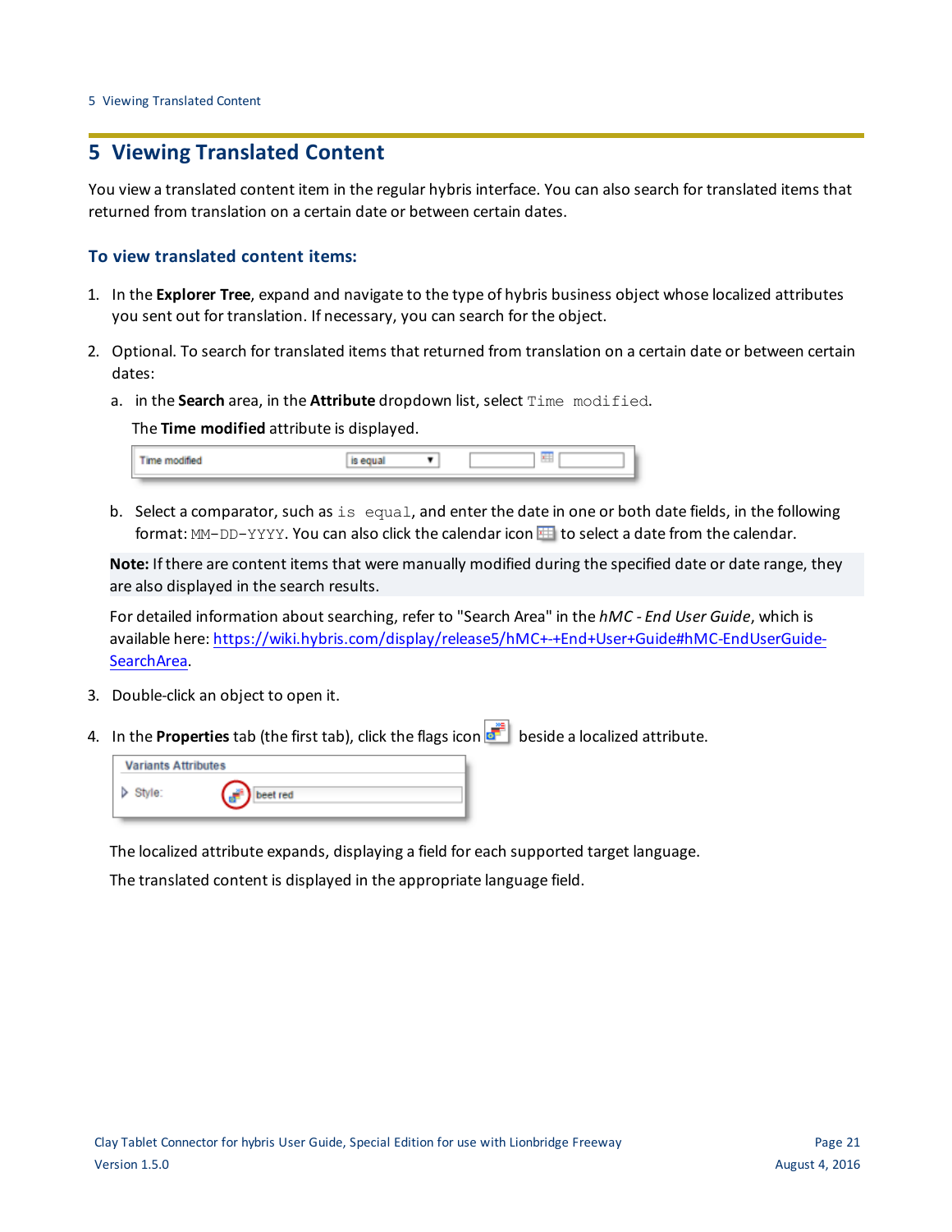# 5 Viewing Translated Content

You view a translated content item in the regular hybris interface. You can also search for translated items that returned from translation on a certain date or between certain dates.

### To view translated content items:

1. In the **Explorer Tree**, expand and navigate to the type of hybris business object whose localized attributes you sent out for translation. If necessary, you can search for the object.
2. Optional. To search for translated items that returned from translation on a certain date or between certain dates:
   a. in the **Search** area, in the **Attribute** dropdown list, select `Time modified`.

      The **Time modified** attribute is displayed.

   b. Select a comparator, such as `is equal`, and enter the date in one or both date fields, in the following format: `MM-DD-YYYY`. You can also click the calendar icon to select a date from the calendar.

   **Note:** If there are content items that were manually modified during the specified date or date range, they are also displayed in the search results.

   For detailed information about searching, refer to "Search Area" in the *hMC - End User Guide*, which is available here: https://wiki.hybris.com/display/release5/hMC+-+End+User+Guide#hMC-EndUserGuide-SearchArea.
3. Double-click an object to open it.
4. In the **Properties** tab (the first tab), click the flags icon beside a localized attribute.

   The localized attribute expands, displaying a field for each supported target language.

   The translated content is displayed in the appropriate language field.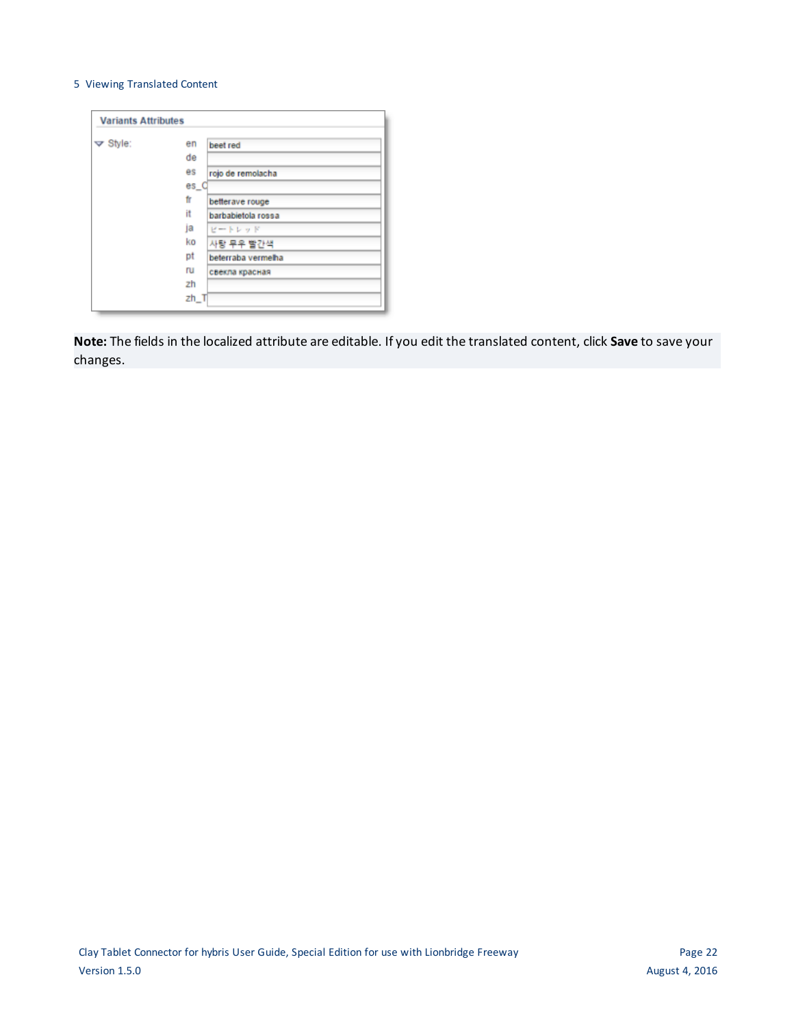| Variants Attributes | | |
| --- | --- | --- |
| Style: | en | beet red |
| | de | |
| | es | rojo de remolacha |
| | es_C | |
| | fr | betterave rouge |
| | it | barbabietola rossa |
| | ja | ビートレッド |
| | ko | 사탕 무우 빨간색 |
| | pt | beterraba vermelha |
| | ru | свекла красная |
| | zh | |
| | zh_T | |

**Note:** The fields in the localized attribute are editable. If you edit the translated content, click **Save** to save your changes.